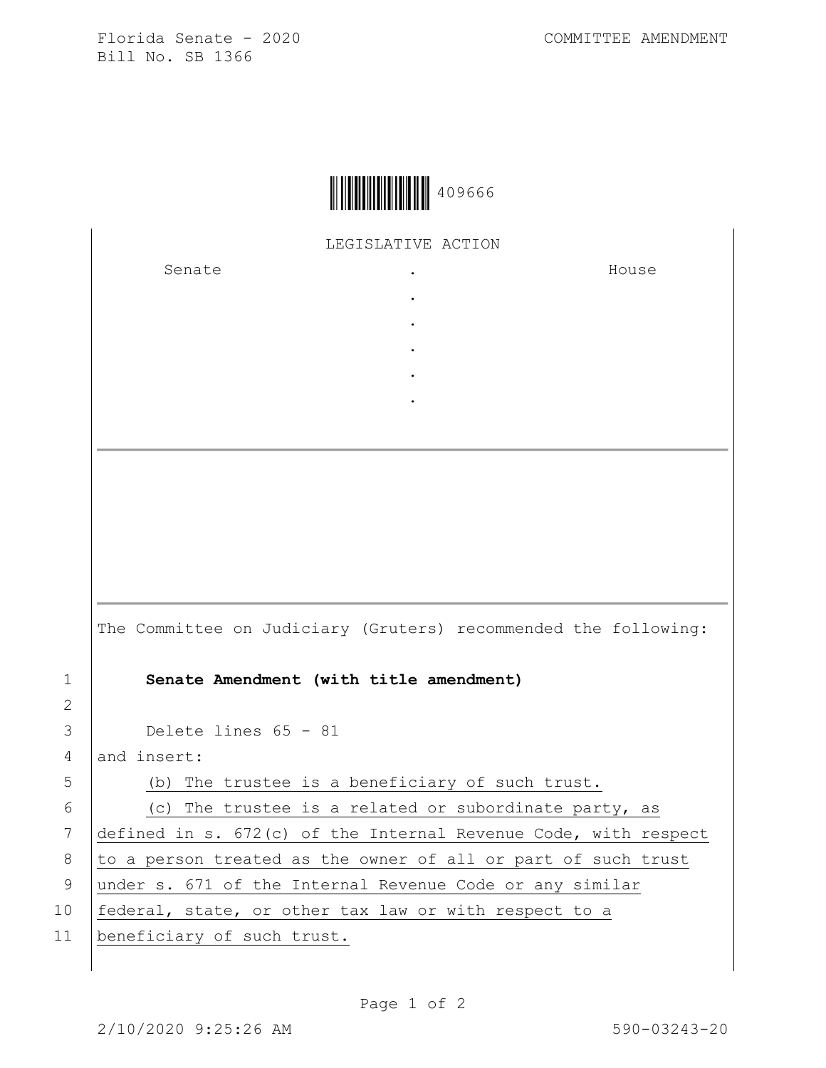Florida Senate - 2020 COMMITTEE AMENDMENT
Bill No. SB 1366

409666

LEGISLATIVE ACTION

| Senate | . | House |
|---|---|---|
| | . | |
| | . | |
| | . | |
| | . | |
| | . | |

The Committee on Judiciary (Gruters) recommended the following:

1 **Senate Amendment (with title amendment)**

2

3 Delete lines 65 - 81

4 and insert:

5 (b) The trustee is a beneficiary of such trust.

6 (c) The trustee is a related or subordinate party, as

7 defined in s. 672(c) of the Internal Revenue Code, with respect

8 to a person treated as the owner of all or part of such trust

9 under s. 671 of the Internal Revenue Code or any similar

10 federal, state, or other tax law or with respect to a

11 beneficiary of such trust.

2/10/2020 9:25:26 AM 590-03243-20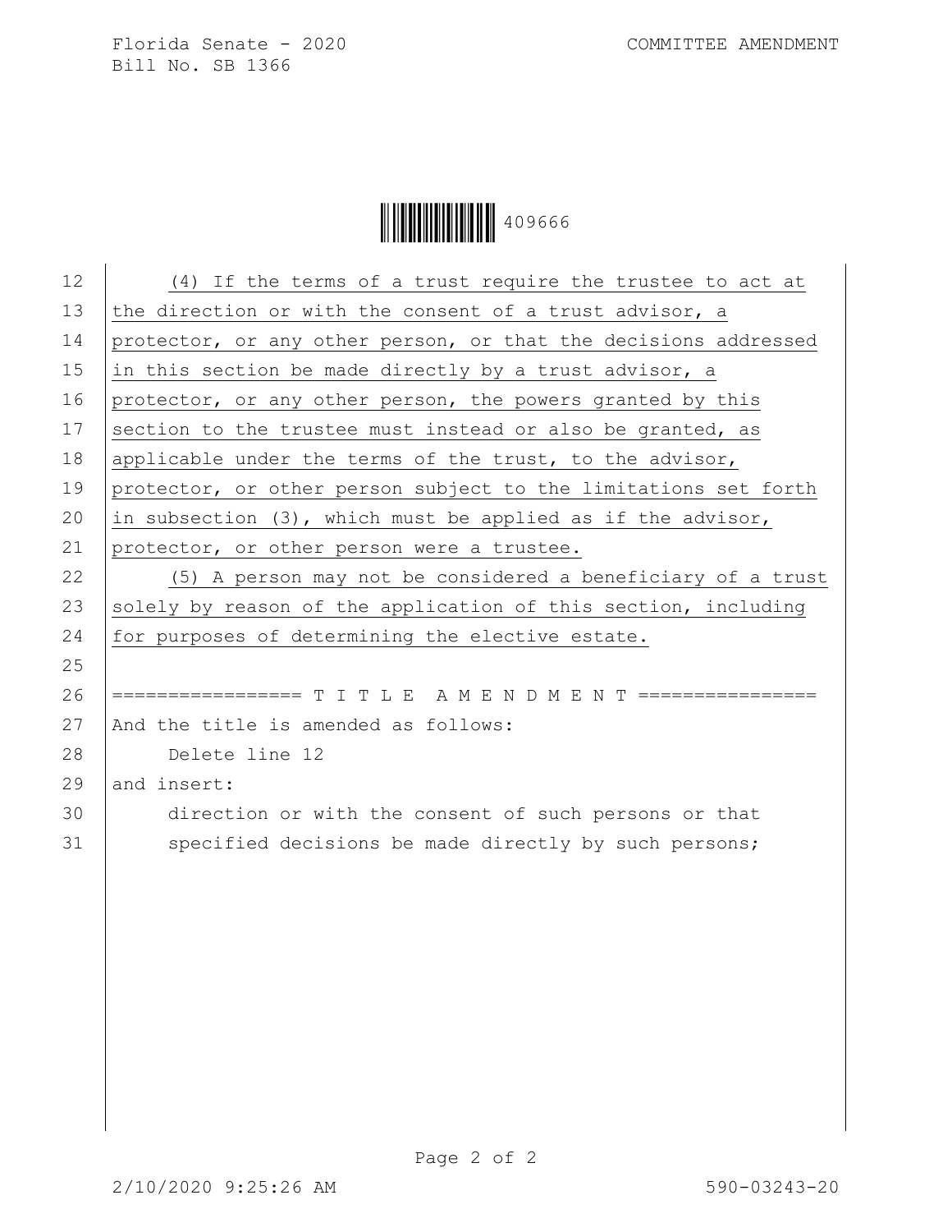(4) If the terms of a trust require the trustee to act at the direction or with the consent of a trust advisor, a protector, or any other person, or that the decisions addressed in this section be made directly by a trust advisor, a protector, or any other person, the powers granted by this section to the trustee must instead or also be granted, as applicable under the terms of the trust, to the advisor, protector, or other person subject to the limitations set forth in subsection (3), which must be applied as if the advisor, protector, or other person were a trustee.

(5) A person may not be considered a beneficiary of a trust solely by reason of the application of this section, including for purposes of determining the elective estate.

================= T I T L E  A M E N D M E N T ================

And the title is amended as follows:

Delete line 12

and insert:

direction or with the consent of such persons or that specified decisions be made directly by such persons;